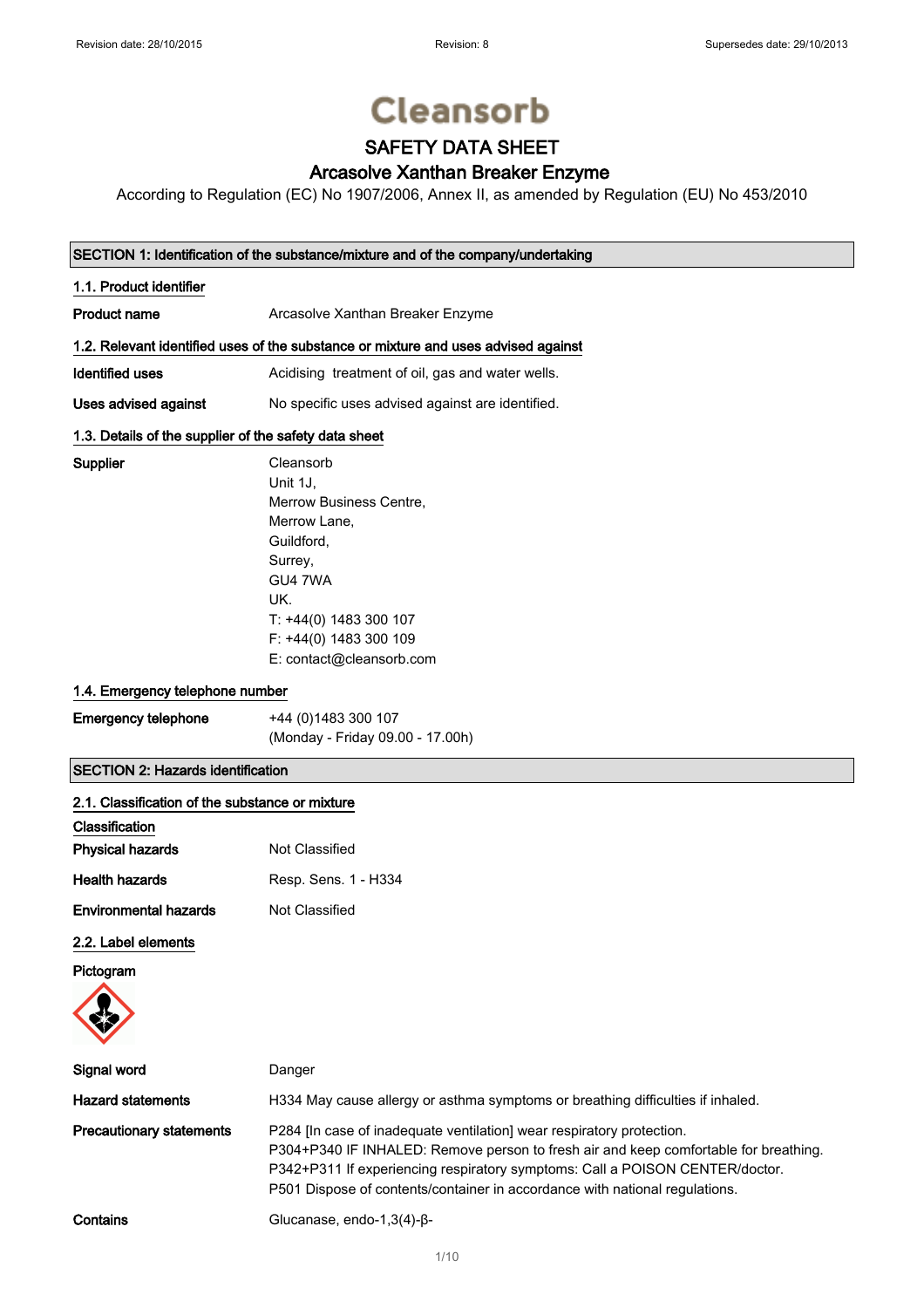Revision date: 28/10/2015 | Revision: 8 | Supersedes date: 29/10/2013

Cleansorb

# SAFETY DATA SHEET

## Arcasolve Xanthan Breaker Enzyme

According to Regulation (EC) No 1907/2006, Annex II, as amended by Regulation (EU) No 453/2010

## SECTION 1: Identification of the substance/mixture and of the company/undertaking

### 1.1. Product identifier

**Product name** Arcasolve Xanthan Breaker Enzyme

### 1.2. Relevant identified uses of the substance or mixture and uses advised against

**Identified uses** Acidising treatment of oil, gas and water wells.

**Uses advised against** No specific uses advised against are identified.

### 1.3. Details of the supplier of the safety data sheet

**Supplier**
Cleansorb
Unit 1J,
Merrow Business Centre,
Merrow Lane,
Guildford,
Surrey,
GU4 7WA
UK.
T: +44(0) 1483 300 107
F: +44(0) 1483 300 109
E: contact@cleansorb.com

### 1.4. Emergency telephone number

**Emergency telephone** +44 (0)1483 300 107
(Monday - Friday 09.00 - 17.00h)

## SECTION 2: Hazards identification

### 2.1. Classification of the substance or mixture

**Classification**

**Physical hazards** Not Classified

**Health hazards** Resp. Sens. 1 - H334

**Environmental hazards** Not Classified

### 2.2. Label elements

**Pictogram**

**Signal word** Danger

**Hazard statements** H334 May cause allergy or asthma symptoms or breathing difficulties if inhaled.

**Precautionary statements**
P284 [In case of inadequate ventilation] wear respiratory protection.
P304+P340 IF INHALED: Remove person to fresh air and keep comfortable for breathing.
P342+P311 If experiencing respiratory symptoms: Call a POISON CENTER/doctor.
P501 Dispose of contents/container in accordance with national regulations.

**Contains** Glucanase, endo-1,3(4)-β-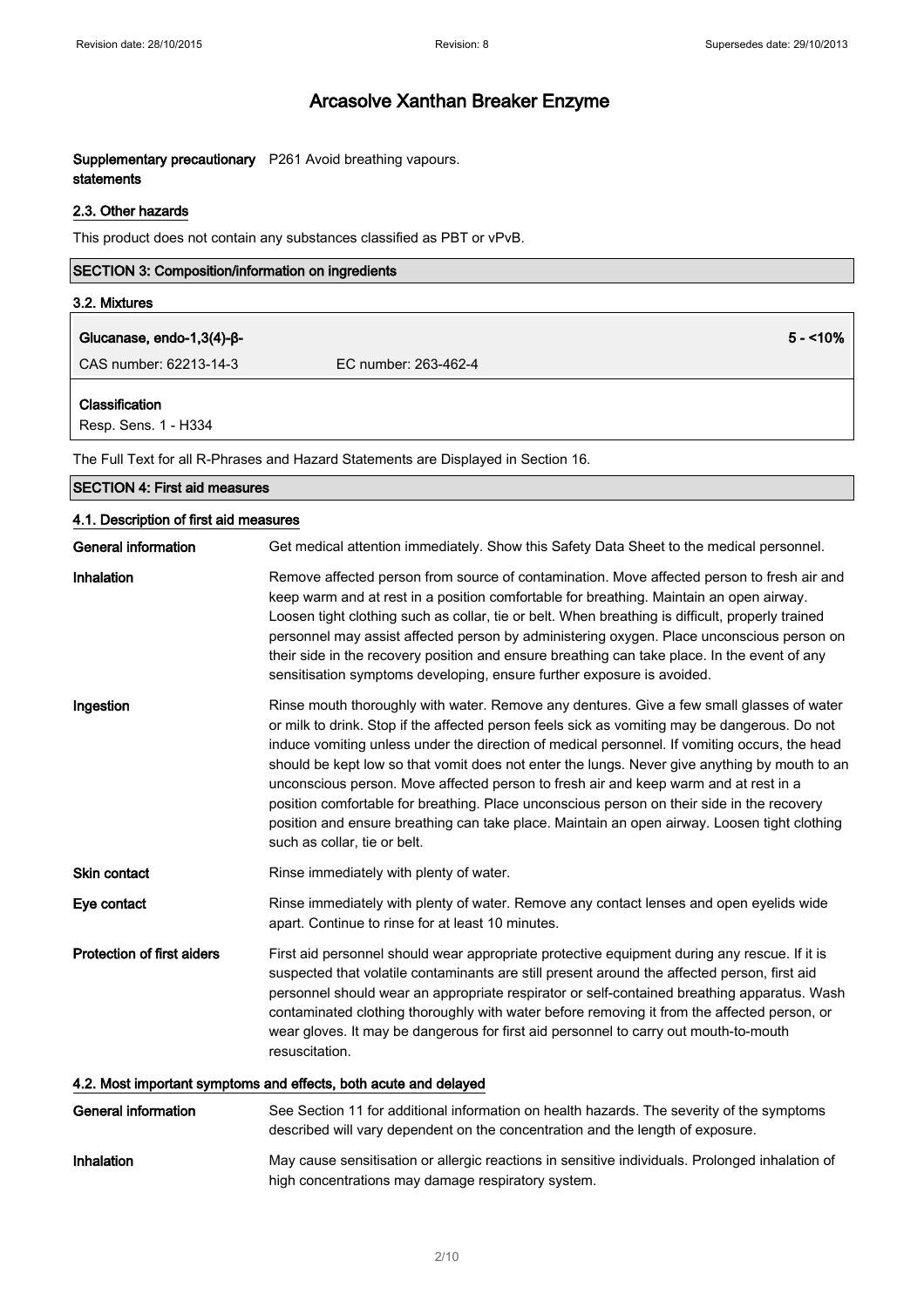# Arcasolve Xanthan Breaker Enzyme

**Supplementary precautionary statements** P261 Avoid breathing vapours.

### 2.3. Other hazards

This product does not contain any substances classified as PBT or vPvB.

## SECTION 3: Composition/information on ingredients

### 3.2. Mixtures

| **Glucanase, endo-1,3(4)-β-** | | **5 - <10%** |
|---|---|---|
| CAS number: 62213-14-3 | EC number: 263-462-4 | |

**Classification**

Resp. Sens. 1 - H334

The Full Text for all R-Phrases and Hazard Statements are Displayed in Section 16.

## SECTION 4: First aid measures

### 4.1. Description of first aid measures

**General information** Get medical attention immediately. Show this Safety Data Sheet to the medical personnel.

**Inhalation** Remove affected person from source of contamination. Move affected person to fresh air and keep warm and at rest in a position comfortable for breathing. Maintain an open airway. Loosen tight clothing such as collar, tie or belt. When breathing is difficult, properly trained personnel may assist affected person by administering oxygen. Place unconscious person on their side in the recovery position and ensure breathing can take place. In the event of any sensitisation symptoms developing, ensure further exposure is avoided.

**Ingestion** Rinse mouth thoroughly with water. Remove any dentures. Give a few small glasses of water or milk to drink. Stop if the affected person feels sick as vomiting may be dangerous. Do not induce vomiting unless under the direction of medical personnel. If vomiting occurs, the head should be kept low so that vomit does not enter the lungs. Never give anything by mouth to an unconscious person. Move affected person to fresh air and keep warm and at rest in a position comfortable for breathing. Place unconscious person on their side in the recovery position and ensure breathing can take place. Maintain an open airway. Loosen tight clothing such as collar, tie or belt.

**Skin contact** Rinse immediately with plenty of water.

**Eye contact** Rinse immediately with plenty of water. Remove any contact lenses and open eyelids wide apart. Continue to rinse for at least 10 minutes.

**Protection of first aiders** First aid personnel should wear appropriate protective equipment during any rescue. If it is suspected that volatile contaminants are still present around the affected person, first aid personnel should wear an appropriate respirator or self-contained breathing apparatus. Wash contaminated clothing thoroughly with water before removing it from the affected person, or wear gloves. It may be dangerous for first aid personnel to carry out mouth-to-mouth resuscitation.

### 4.2. Most important symptoms and effects, both acute and delayed

**General information** See Section 11 for additional information on health hazards. The severity of the symptoms described will vary dependent on the concentration and the length of exposure.

**Inhalation** May cause sensitisation or allergic reactions in sensitive individuals. Prolonged inhalation of high concentrations may damage respiratory system.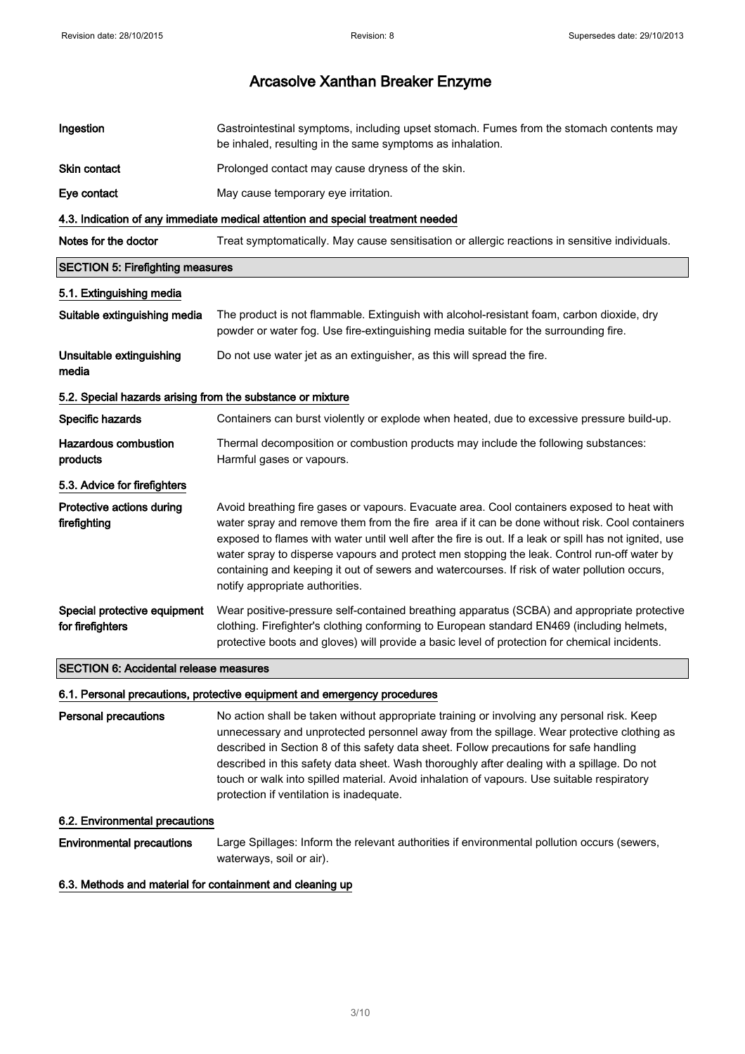| | |
|---|---|
| **Ingestion** | Gastrointestinal symptoms, including upset stomach. Fumes from the stomach contents may be inhaled, resulting in the same symptoms as inhalation. |
| **Skin contact** | Prolonged contact may cause dryness of the skin. |
| **Eye contact** | May cause temporary eye irritation. |

### 4.3. Indication of any immediate medical attention and special treatment needed

| | |
|---|---|
| **Notes for the doctor** | Treat symptomatically. May cause sensitisation or allergic reactions in sensitive individuals. |

## SECTION 5: Firefighting measures

### 5.1. Extinguishing media

| | |
|---|---|
| **Suitable extinguishing media** | The product is not flammable. Extinguish with alcohol-resistant foam, carbon dioxide, dry powder or water fog. Use fire-extinguishing media suitable for the surrounding fire. |
| **Unsuitable extinguishing media** | Do not use water jet as an extinguisher, as this will spread the fire. |

### 5.2. Special hazards arising from the substance or mixture

| | |
|---|---|
| **Specific hazards** | Containers can burst violently or explode when heated, due to excessive pressure build-up. |
| **Hazardous combustion products** | Thermal decomposition or combustion products may include the following substances: Harmful gases or vapours. |

### 5.3. Advice for firefighters

| | |
|---|---|
| **Protective actions during firefighting** | Avoid breathing fire gases or vapours. Evacuate area. Cool containers exposed to heat with water spray and remove them from the fire area if it can be done without risk. Cool containers exposed to flames with water until well after the fire is out. If a leak or spill has not ignited, use water spray to disperse vapours and protect men stopping the leak. Control run-off water by containing and keeping it out of sewers and watercourses. If risk of water pollution occurs, notify appropriate authorities. |
| **Special protective equipment for firefighters** | Wear positive-pressure self-contained breathing apparatus (SCBA) and appropriate protective clothing. Firefighter's clothing conforming to European standard EN469 (including helmets, protective boots and gloves) will provide a basic level of protection for chemical incidents. |

## SECTION 6: Accidental release measures

### 6.1. Personal precautions, protective equipment and emergency procedures

| | |
|---|---|
| **Personal precautions** | No action shall be taken without appropriate training or involving any personal risk. Keep unnecessary and unprotected personnel away from the spillage. Wear protective clothing as described in Section 8 of this safety data sheet. Follow precautions for safe handling described in this safety data sheet. Wash thoroughly after dealing with a spillage. Do not touch or walk into spilled material. Avoid inhalation of vapours. Use suitable respiratory protection if ventilation is inadequate. |

### 6.2. Environmental precautions

| | |
|---|---|
| **Environmental precautions** | Large Spillages: Inform the relevant authorities if environmental pollution occurs (sewers, waterways, soil or air). |

### 6.3. Methods and material for containment and cleaning up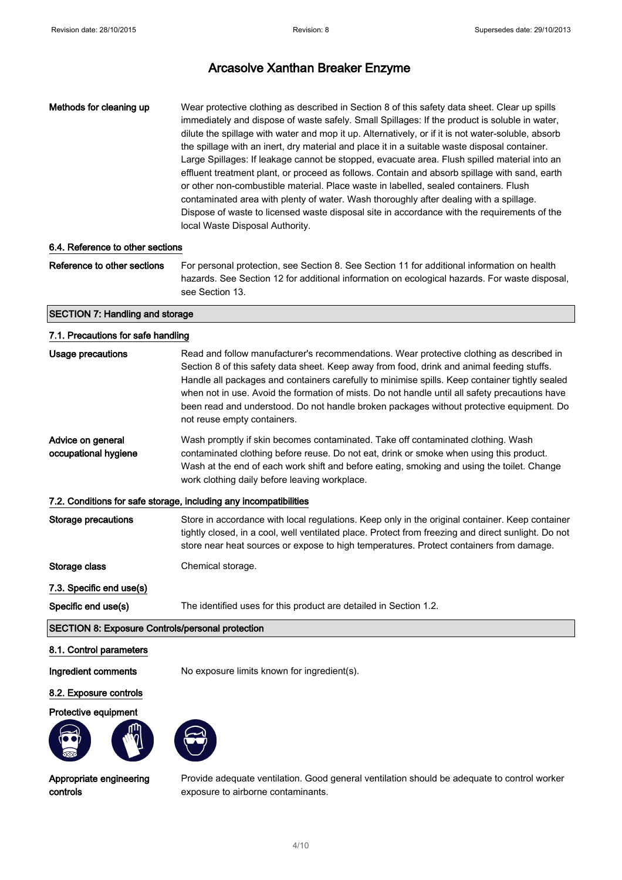**Methods for cleaning up** Wear protective clothing as described in Section 8 of this safety data sheet. Clear up spills immediately and dispose of waste safely. Small Spillages: If the product is soluble in water, dilute the spillage with water and mop it up. Alternatively, or if it is not water-soluble, absorb the spillage with an inert, dry material and place it in a suitable waste disposal container. Large Spillages: If leakage cannot be stopped, evacuate area. Flush spilled material into an effluent treatment plant, or proceed as follows. Contain and absorb spillage with sand, earth or other non-combustible material. Place waste in labelled, sealed containers. Flush contaminated area with plenty of water. Wash thoroughly after dealing with a spillage. Dispose of waste to licensed waste disposal site in accordance with the requirements of the local Waste Disposal Authority.

### 6.4. Reference to other sections

**Reference to other sections** For personal protection, see Section 8. See Section 11 for additional information on health hazards. See Section 12 for additional information on ecological hazards. For waste disposal, see Section 13.

## SECTION 7: Handling and storage

### 7.1. Precautions for safe handling

**Usage precautions** Read and follow manufacturer's recommendations. Wear protective clothing as described in Section 8 of this safety data sheet. Keep away from food, drink and animal feeding stuffs. Handle all packages and containers carefully to minimise spills. Keep container tightly sealed when not in use. Avoid the formation of mists. Do not handle until all safety precautions have been read and understood. Do not handle broken packages without protective equipment. Do not reuse empty containers.

**Advice on general occupational hygiene** Wash promptly if skin becomes contaminated. Take off contaminated clothing. Wash contaminated clothing before reuse. Do not eat, drink or smoke when using this product. Wash at the end of each work shift and before eating, smoking and using the toilet. Change work clothing daily before leaving workplace.

### 7.2. Conditions for safe storage, including any incompatibilities

**Storage precautions** Store in accordance with local regulations. Keep only in the original container. Keep container tightly closed, in a cool, well ventilated place. Protect from freezing and direct sunlight. Do not store near heat sources or expose to high temperatures. Protect containers from damage.

**Storage class** Chemical storage.

### 7.3. Specific end use(s)

**Specific end use(s)** The identified uses for this product are detailed in Section 1.2.

## SECTION 8: Exposure Controls/personal protection

### 8.1. Control parameters

**Ingredient comments** No exposure limits known for ingredient(s).

### 8.2. Exposure controls

**Protective equipment**

**Appropriate engineering controls** Provide adequate ventilation. Good general ventilation should be adequate to control worker exposure to airborne contaminants.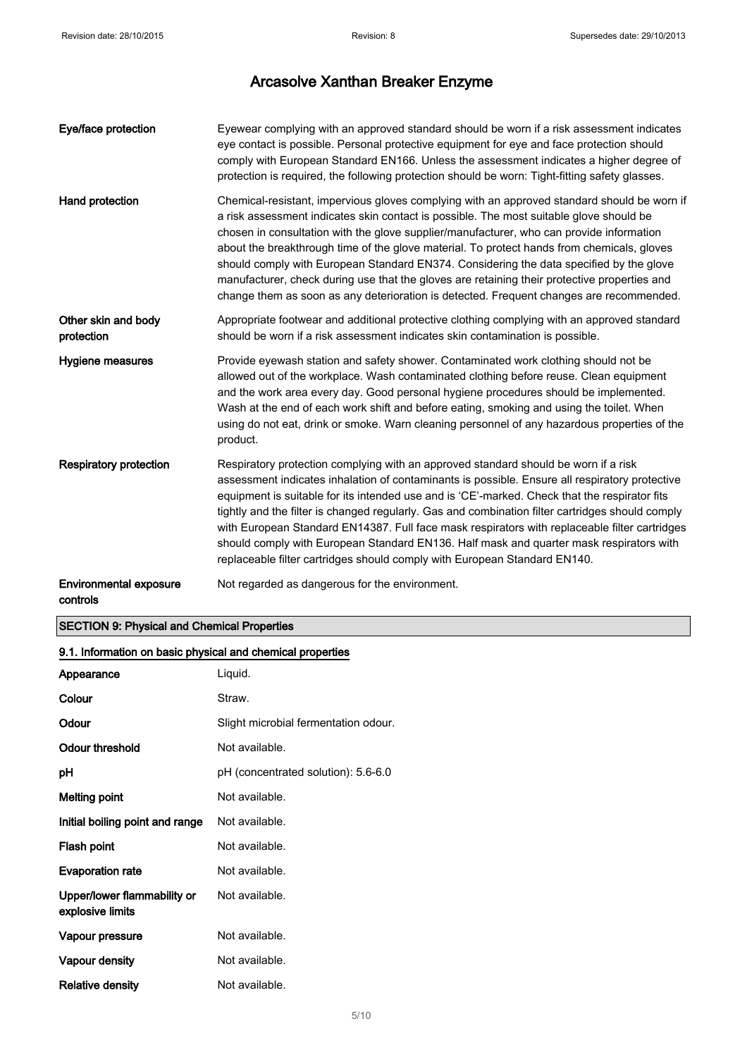| | |
|---|---|
| **Eye/face protection** | Eyewear complying with an approved standard should be worn if a risk assessment indicates eye contact is possible. Personal protective equipment for eye and face protection should comply with European Standard EN166. Unless the assessment indicates a higher degree of protection is required, the following protection should be worn: Tight-fitting safety glasses. |
| **Hand protection** | Chemical-resistant, impervious gloves complying with an approved standard should be worn if a risk assessment indicates skin contact is possible. The most suitable glove should be chosen in consultation with the glove supplier/manufacturer, who can provide information about the breakthrough time of the glove material. To protect hands from chemicals, gloves should comply with European Standard EN374. Considering the data specified by the glove manufacturer, check during use that the gloves are retaining their protective properties and change them as soon as any deterioration is detected. Frequent changes are recommended. |
| **Other skin and body protection** | Appropriate footwear and additional protective clothing complying with an approved standard should be worn if a risk assessment indicates skin contamination is possible. |
| **Hygiene measures** | Provide eyewash station and safety shower. Contaminated work clothing should not be allowed out of the workplace. Wash contaminated clothing before reuse. Clean equipment and the work area every day. Good personal hygiene procedures should be implemented. Wash at the end of each work shift and before eating, smoking and using the toilet. When using do not eat, drink or smoke. Warn cleaning personnel of any hazardous properties of the product. |
| **Respiratory protection** | Respiratory protection complying with an approved standard should be worn if a risk assessment indicates inhalation of contaminants is possible. Ensure all respiratory protective equipment is suitable for its intended use and is 'CE'-marked. Check that the respirator fits tightly and the filter is changed regularly. Gas and combination filter cartridges should comply with European Standard EN14387. Full face mask respirators with replaceable filter cartridges should comply with European Standard EN136. Half mask and quarter mask respirators with replaceable filter cartridges should comply with European Standard EN140. |
| **Environmental exposure controls** | Not regarded as dangerous for the environment. |

## SECTION 9: Physical and Chemical Properties

### 9.1. Information on basic physical and chemical properties

| | |
|---|---|
| **Appearance** | Liquid. |
| **Colour** | Straw. |
| **Odour** | Slight microbial fermentation odour. |
| **Odour threshold** | Not available. |
| **pH** | pH (concentrated solution): 5.6-6.0 |
| **Melting point** | Not available. |
| **Initial boiling point and range** | Not available. |
| **Flash point** | Not available. |
| **Evaporation rate** | Not available. |
| **Upper/lower flammability or explosive limits** | Not available. |
| **Vapour pressure** | Not available. |
| **Vapour density** | Not available. |
| **Relative density** | Not available. |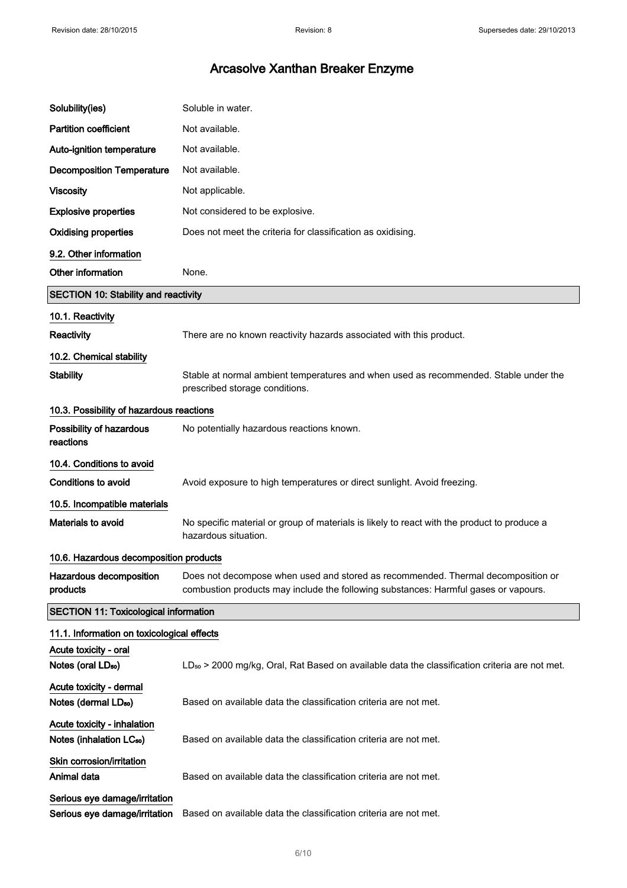| | |
|---|---|
| **Solubility(ies)** | Soluble in water. |
| **Partition coefficient** | Not available. |
| **Auto-ignition temperature** | Not available. |
| **Decomposition Temperature** | Not available. |
| **Viscosity** | Not applicable. |
| **Explosive properties** | Not considered to be explosive. |
| **Oxidising properties** | Does not meet the criteria for classification as oxidising. |

**9.2. Other information**

| | |
|---|---|
| **Other information** | None. |

## SECTION 10: Stability and reactivity

**10.1. Reactivity**

| | |
|---|---|
| **Reactivity** | There are no known reactivity hazards associated with this product. |

**10.2. Chemical stability**

| | |
|---|---|
| **Stability** | Stable at normal ambient temperatures and when used as recommended. Stable under the prescribed storage conditions. |

**10.3. Possibility of hazardous reactions**

| | |
|---|---|
| **Possibility of hazardous reactions** | No potentially hazardous reactions known. |

**10.4. Conditions to avoid**

| | |
|---|---|
| **Conditions to avoid** | Avoid exposure to high temperatures or direct sunlight. Avoid freezing. |

**10.5. Incompatible materials**

| | |
|---|---|
| **Materials to avoid** | No specific material or group of materials is likely to react with the product to produce a hazardous situation. |

**10.6. Hazardous decomposition products**

| | |
|---|---|
| **Hazardous decomposition products** | Does not decompose when used and stored as recommended. Thermal decomposition or combustion products may include the following substances: Harmful gases or vapours. |

## SECTION 11: Toxicological information

**11.1. Information on toxicological effects**

**Acute toxicity - oral**

| | |
|---|---|
| **Notes (oral $LD_{50}$)** | $LD_{50}$ > 2000 mg/kg, Oral, Rat Based on available data the classification criteria are not met. |

**Acute toxicity - dermal**

| | |
|---|---|
| **Notes (dermal $LD_{50}$)** | Based on available data the classification criteria are not met. |

**Acute toxicity - inhalation**

| | |
|---|---|
| **Notes (inhalation $LC_{50}$)** | Based on available data the classification criteria are not met. |

**Skin corrosion/irritation**

| | |
|---|---|
| **Animal data** | Based on available data the classification criteria are not met. |

**Serious eye damage/irritation**

| | |
|---|---|
| **Serious eye damage/irritation** | Based on available data the classification criteria are not met. |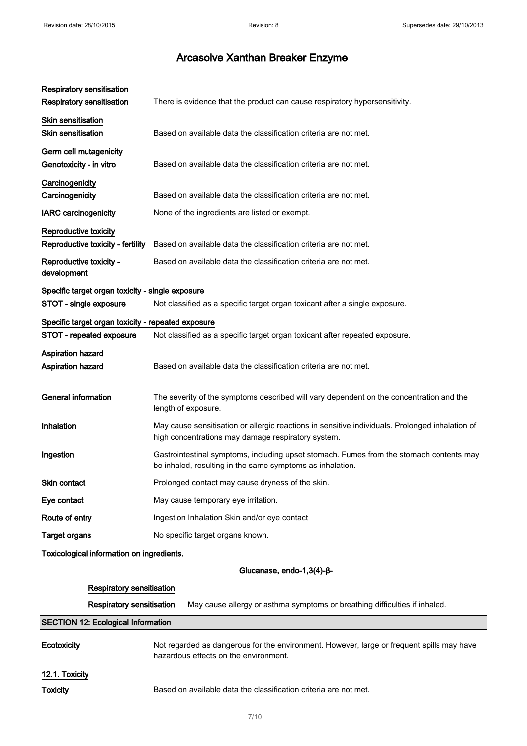**Respiratory sensitisation**

| | |
|---|---|
| **Respiratory sensitisation** | There is evidence that the product can cause respiratory hypersensitivity. |

**Skin sensitisation**

| | |
|---|---|
| **Skin sensitisation** | Based on available data the classification criteria are not met. |

**Germ cell mutagenicity**

| | |
|---|---|
| **Genotoxicity - in vitro** | Based on available data the classification criteria are not met. |

**Carcinogenicity**

| | |
|---|---|
| **Carcinogenicity** | Based on available data the classification criteria are not met. |
| **IARC carcinogenicity** | None of the ingredients are listed or exempt. |

**Reproductive toxicity**

| | |
|---|---|
| **Reproductive toxicity - fertility** | Based on available data the classification criteria are not met. |
| **Reproductive toxicity - development** | Based on available data the classification criteria are not met. |

**Specific target organ toxicity - single exposure**

| | |
|---|---|
| **STOT - single exposure** | Not classified as a specific target organ toxicant after a single exposure. |

**Specific target organ toxicity - repeated exposure**

| | |
|---|---|
| **STOT - repeated exposure** | Not classified as a specific target organ toxicant after repeated exposure. |

**Aspiration hazard**

| | |
|---|---|
| **Aspiration hazard** | Based on available data the classification criteria are not met. |

| | |
|---|---|
| **General information** | The severity of the symptoms described will vary dependent on the concentration and the length of exposure. |
| **Inhalation** | May cause sensitisation or allergic reactions in sensitive individuals. Prolonged inhalation of high concentrations may damage respiratory system. |
| **Ingestion** | Gastrointestinal symptoms, including upset stomach. Fumes from the stomach contents may be inhaled, resulting in the same symptoms as inhalation. |
| **Skin contact** | Prolonged contact may cause dryness of the skin. |
| **Eye contact** | May cause temporary eye irritation. |
| **Route of entry** | Ingestion Inhalation Skin and/or eye contact |
| **Target organs** | No specific target organs known. |

**Toxicological information on ingredients.**

**Glucanase, endo-1,3(4)-β-**

**Respiratory sensitisation**

| | |
|---|---|
| **Respiratory sensitisation** | May cause allergy or asthma symptoms or breathing difficulties if inhaled. |

## SECTION 12: Ecological Information

| | |
|---|---|
| **Ecotoxicity** | Not regarded as dangerous for the environment. However, large or frequent spills may have hazardous effects on the environment. |

**12.1. Toxicity**

| | |
|---|---|
| **Toxicity** | Based on available data the classification criteria are not met. |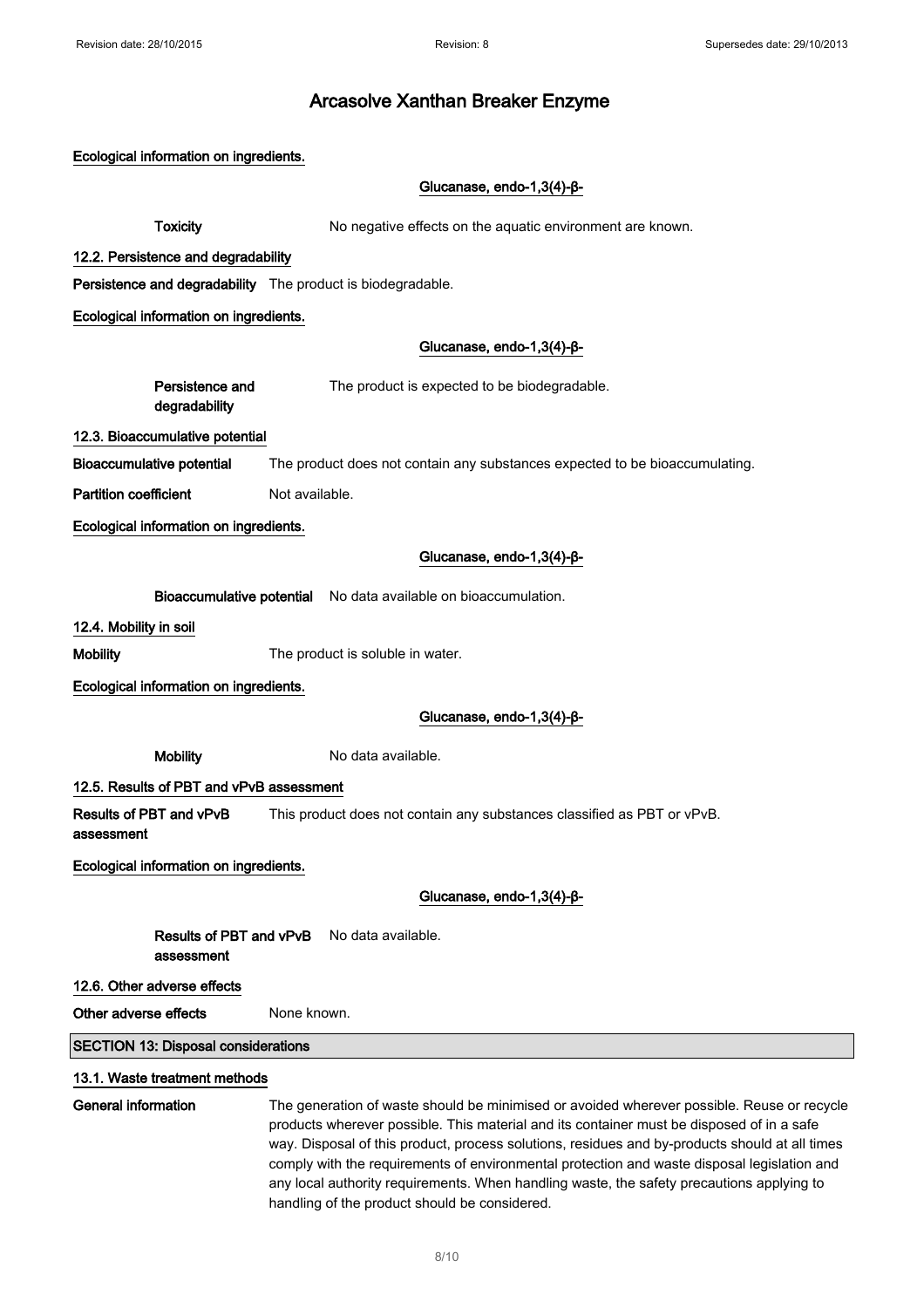# Arcasolve Xanthan Breaker Enzyme

**Ecological information on ingredients.**

**Glucanase, endo-1,3(4)-β-**

**Toxicity** No negative effects on the aquatic environment are known.

### 12.2. Persistence and degradability

**Persistence and degradability** The product is biodegradable.

**Ecological information on ingredients.**

**Glucanase, endo-1,3(4)-β-**

**Persistence and degradability** The product is expected to be biodegradable.

### 12.3. Bioaccumulative potential

**Bioaccumulative potential** The product does not contain any substances expected to be bioaccumulating.

**Partition coefficient** Not available.

**Ecological information on ingredients.**

**Glucanase, endo-1,3(4)-β-**

**Bioaccumulative potential** No data available on bioaccumulation.

### 12.4. Mobility in soil

**Mobility** The product is soluble in water.

**Ecological information on ingredients.**

**Glucanase, endo-1,3(4)-β-**

**Mobility** No data available.

### 12.5. Results of PBT and vPvB assessment

**Results of PBT and vPvB assessment** This product does not contain any substances classified as PBT or vPvB.

**Ecological information on ingredients.**

**Glucanase, endo-1,3(4)-β-**

**Results of PBT and vPvB assessment** No data available.

### 12.6. Other adverse effects

**Other adverse effects** None known.

## SECTION 13: Disposal considerations

### 13.1. Waste treatment methods

**General information** The generation of waste should be minimised or avoided wherever possible. Reuse or recycle products wherever possible. This material and its container must be disposed of in a safe way. Disposal of this product, process solutions, residues and by-products should at all times comply with the requirements of environmental protection and waste disposal legislation and any local authority requirements. When handling waste, the safety precautions applying to handling of the product should be considered.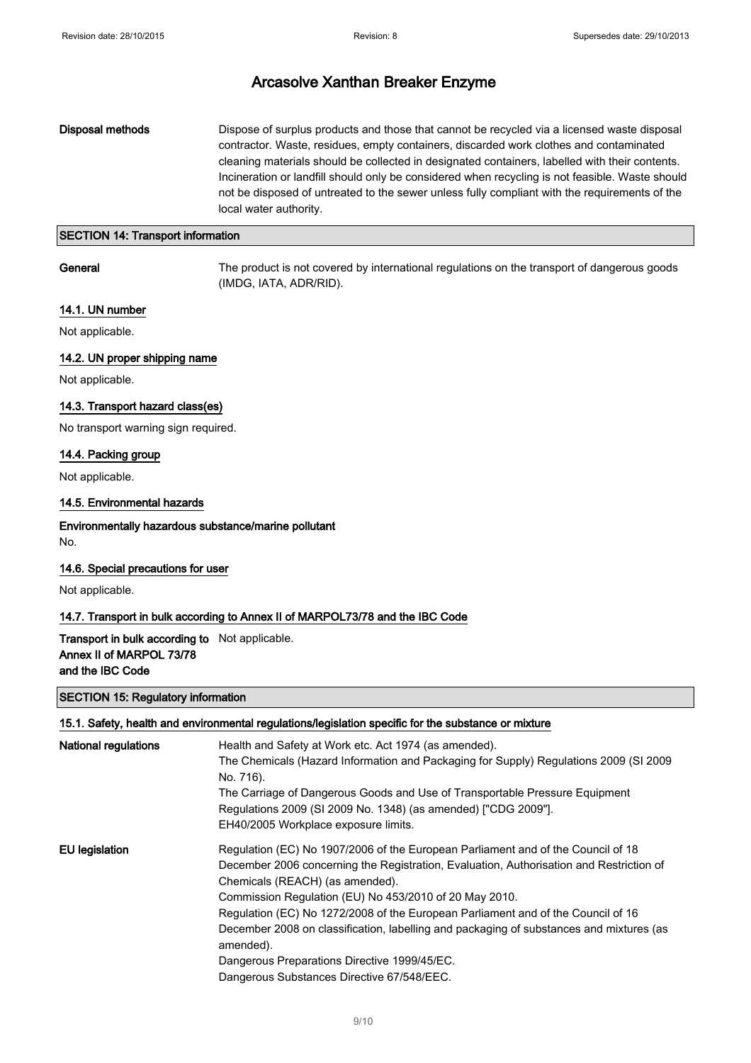**Disposal methods**

Dispose of surplus products and those that cannot be recycled via a licensed waste disposal contractor. Waste, residues, empty containers, discarded work clothes and contaminated cleaning materials should be collected in designated containers, labelled with their contents. Incineration or landfill should only be considered when recycling is not feasible. Waste should not be disposed of untreated to the sewer unless fully compliant with the requirements of the local water authority.

## SECTION 14: Transport information

**General**

The product is not covered by international regulations on the transport of dangerous goods (IMDG, IATA, ADR/RID).

### 14.1. UN number

Not applicable.

### 14.2. UN proper shipping name

Not applicable.

### 14.3. Transport hazard class(es)

No transport warning sign required.

### 14.4. Packing group

Not applicable.

### 14.5. Environmental hazards

**Environmentally hazardous substance/marine pollutant**

No.

### 14.6. Special precautions for user

Not applicable.

### 14.7. Transport in bulk according to Annex II of MARPOL73/78 and the IBC Code

**Transport in bulk according to Annex II of MARPOL 73/78 and the IBC Code**

Not applicable.

## SECTION 15: Regulatory information

### 15.1. Safety, health and environmental regulations/legislation specific for the substance or mixture

**National regulations**

Health and Safety at Work etc. Act 1974 (as amended).
The Chemicals (Hazard Information and Packaging for Supply) Regulations 2009 (SI 2009 No. 716).
The Carriage of Dangerous Goods and Use of Transportable Pressure Equipment Regulations 2009 (SI 2009 No. 1348) (as amended) ["CDG 2009"].
EH40/2005 Workplace exposure limits.

**EU legislation**

Regulation (EC) No 1907/2006 of the European Parliament and of the Council of 18 December 2006 concerning the Registration, Evaluation, Authorisation and Restriction of Chemicals (REACH) (as amended).
Commission Regulation (EU) No 453/2010 of 20 May 2010.
Regulation (EC) No 1272/2008 of the European Parliament and of the Council of 16 December 2008 on classification, labelling and packaging of substances and mixtures (as amended).
Dangerous Preparations Directive 1999/45/EC.
Dangerous Substances Directive 67/548/EEC.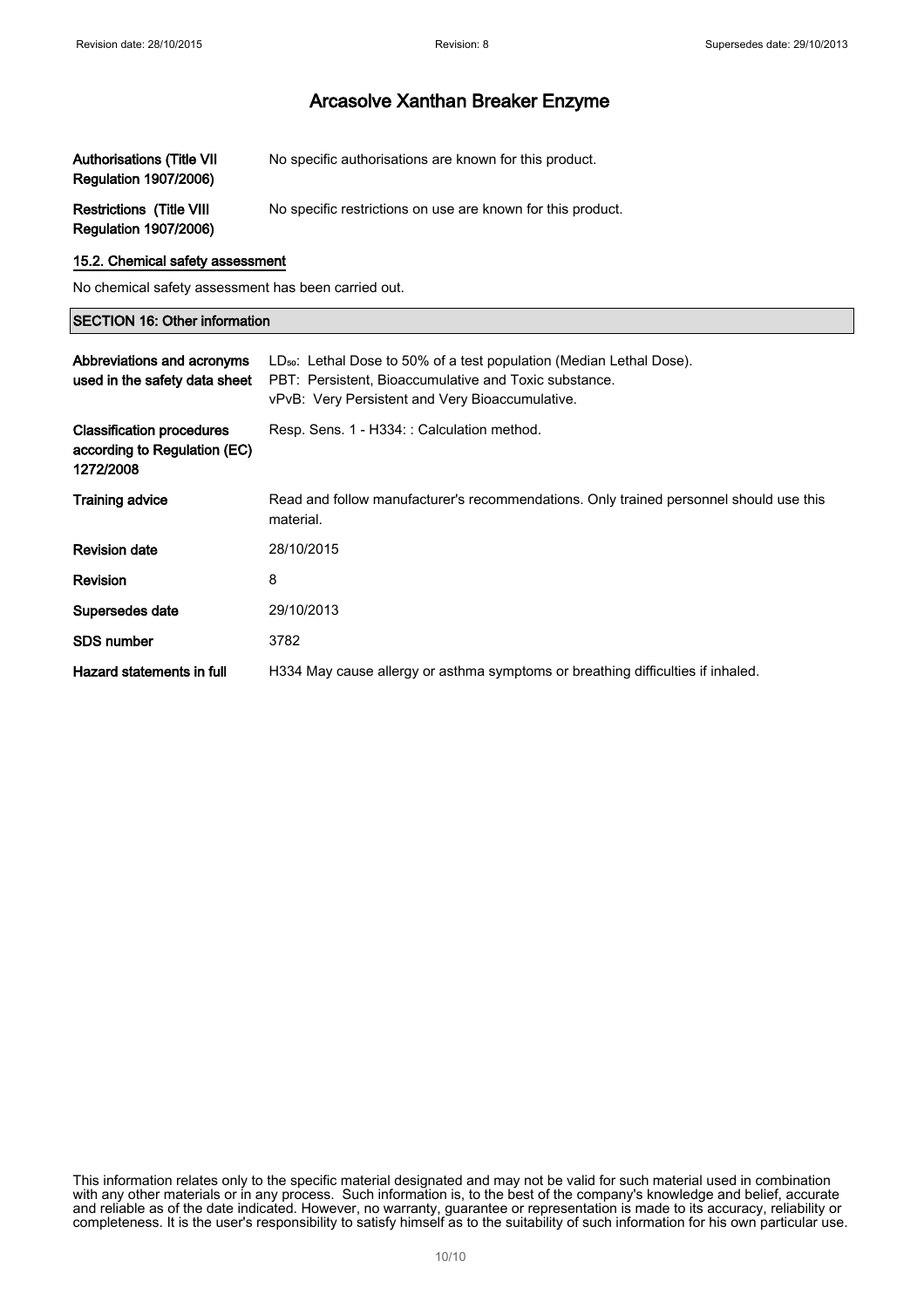# Arcasolve Xanthan Breaker Enzyme

| | |
|---|---|
| **Authorisations (Title VII Regulation 1907/2006)** | No specific authorisations are known for this product. |
| **Restrictions (Title VIII Regulation 1907/2006)** | No specific restrictions on use are known for this product. |

### 15.2. Chemical safety assessment

No chemical safety assessment has been carried out.

## SECTION 16: Other information

| | |
|---|---|
| **Abbreviations and acronyms used in the safety data sheet** | $LD_{50}$: Lethal Dose to 50% of a test population (Median Lethal Dose).<br>PBT: Persistent, Bioaccumulative and Toxic substance.<br>vPvB: Very Persistent and Very Bioaccumulative. |
| **Classification procedures according to Regulation (EC) 1272/2008** | Resp. Sens. 1 - H334: : Calculation method. |
| **Training advice** | Read and follow manufacturer's recommendations. Only trained personnel should use this material. |
| **Revision date** | 28/10/2015 |
| **Revision** | 8 |
| **Supersedes date** | 29/10/2013 |
| **SDS number** | 3782 |
| **Hazard statements in full** | H334 May cause allergy or asthma symptoms or breathing difficulties if inhaled. |

This information relates only to the specific material designated and may not be valid for such material used in combination with any other materials or in any process. Such information is, to the best of the company's knowledge and belief, accurate and reliable as of the date indicated. However, no warranty, guarantee or representation is made to its accuracy, reliability or completeness. It is the user's responsibility to satisfy himself as to the suitability of such information for his own particular use.